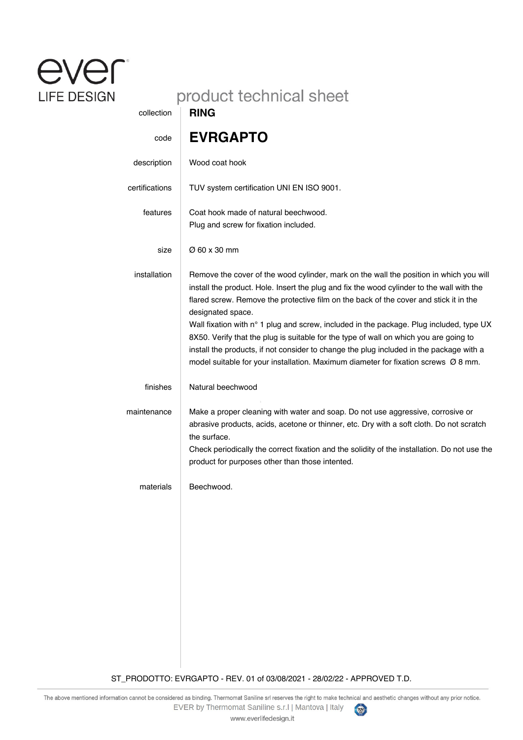ever LIFE DESIGN

# product technical sheet

| | |
|---|---|
| collection | **RING** |
| code | **EVRGAPTO** |
| description | Wood coat hook |
| certifications | TUV system certification UNI EN ISO 9001. |
| features | Coat hook made of natural beechwood.<br>Plug and screw for fixation included. |
| size | Ø 60 x 30 mm |
| installation | Remove the cover of the wood cylinder, mark on the wall the position in which you will install the product. Hole. Insert the plug and fix the wood cylinder to the wall with the flared screw. Remove the protective film on the back of the cover and stick it in the designated space.<br>Wall fixation with n° 1 plug and screw, included in the package. Plug included, type UX 8X50. Verify that the plug is suitable for the type of wall on which you are going to install the products, if not consider to change the plug included in the package with a model suitable for your installation. Maximum diameter for fixation screws Ø 8 mm. |
| finishes | Natural beechwood |
| maintenance | Make a proper cleaning with water and soap. Do not use aggressive, corrosive or abrasive products, acids, acetone or thinner, etc. Dry with a soft cloth. Do not scratch the surface.<br>Check periodically the correct fixation and the solidity of the installation. Do not use the product for purposes other than those intented. |
| materials | Beechwood. |

ST_PRODOTTO: EVRGAPTO - REV. 01 of 03/08/2021 - 28/02/22 - APPROVED T.D.

The above mentioned information cannot be considered as binding. Thermomat Saniline srl reserves the right to make technical and aesthetic changes without any prior notice.
EVER by Thermomat Saniline s.r.l | Mantova | Italy
www.everlifedesign.it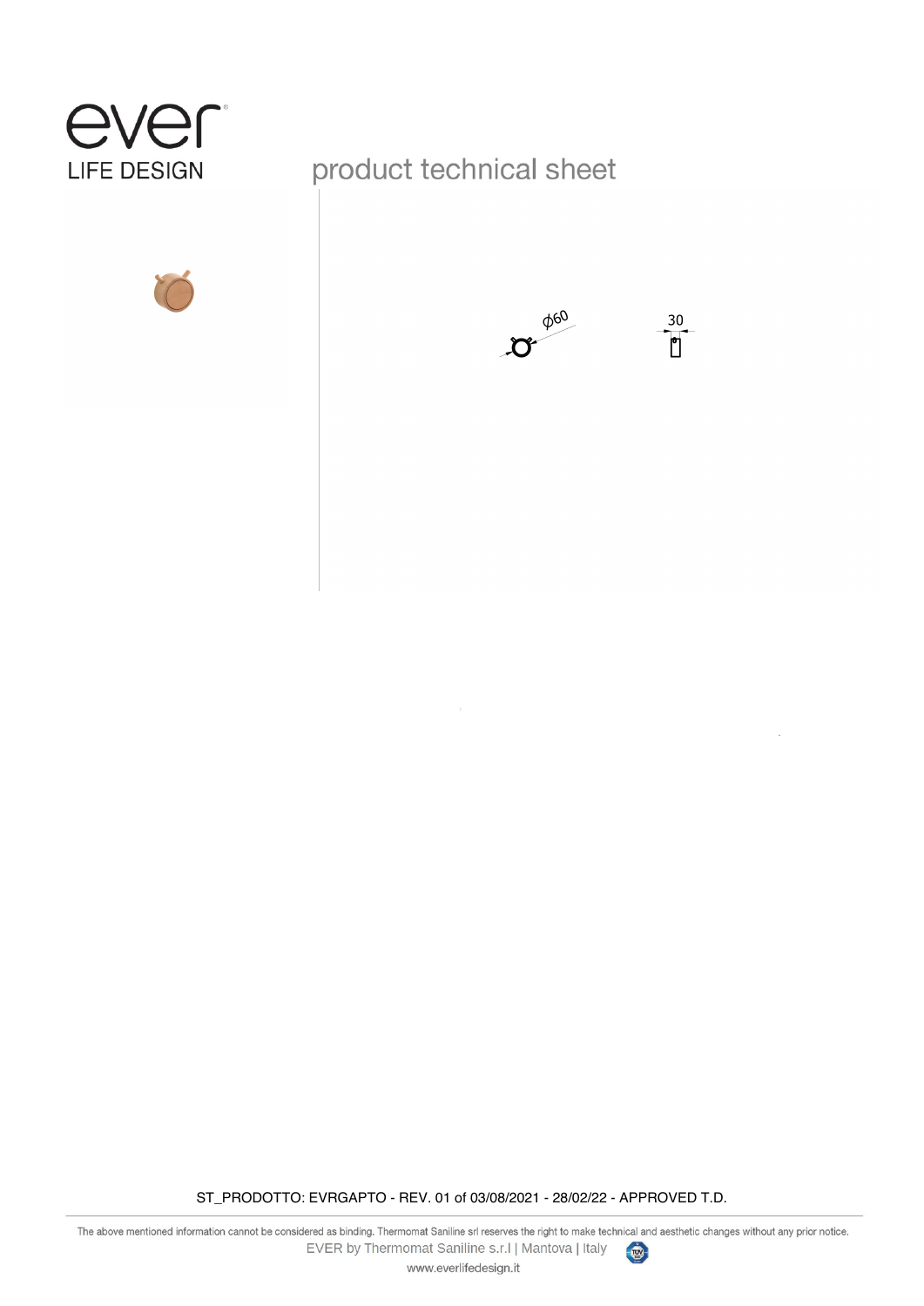ever
LIFE DESIGN

# product technical sheet

ϕ60

30

ST_PRODOTTO: EVRGAPTO - REV. 01 of 03/08/2021 - 28/02/22 - APPROVED T.D.

The above mentioned information cannot be considered as binding. Thermomat Saniline srl reserves the right to make technical and aesthetic changes without any prior notice.

EVER by Thermomat Saniline s.r.l | Mantova | Italy

www.everlifedesign.it